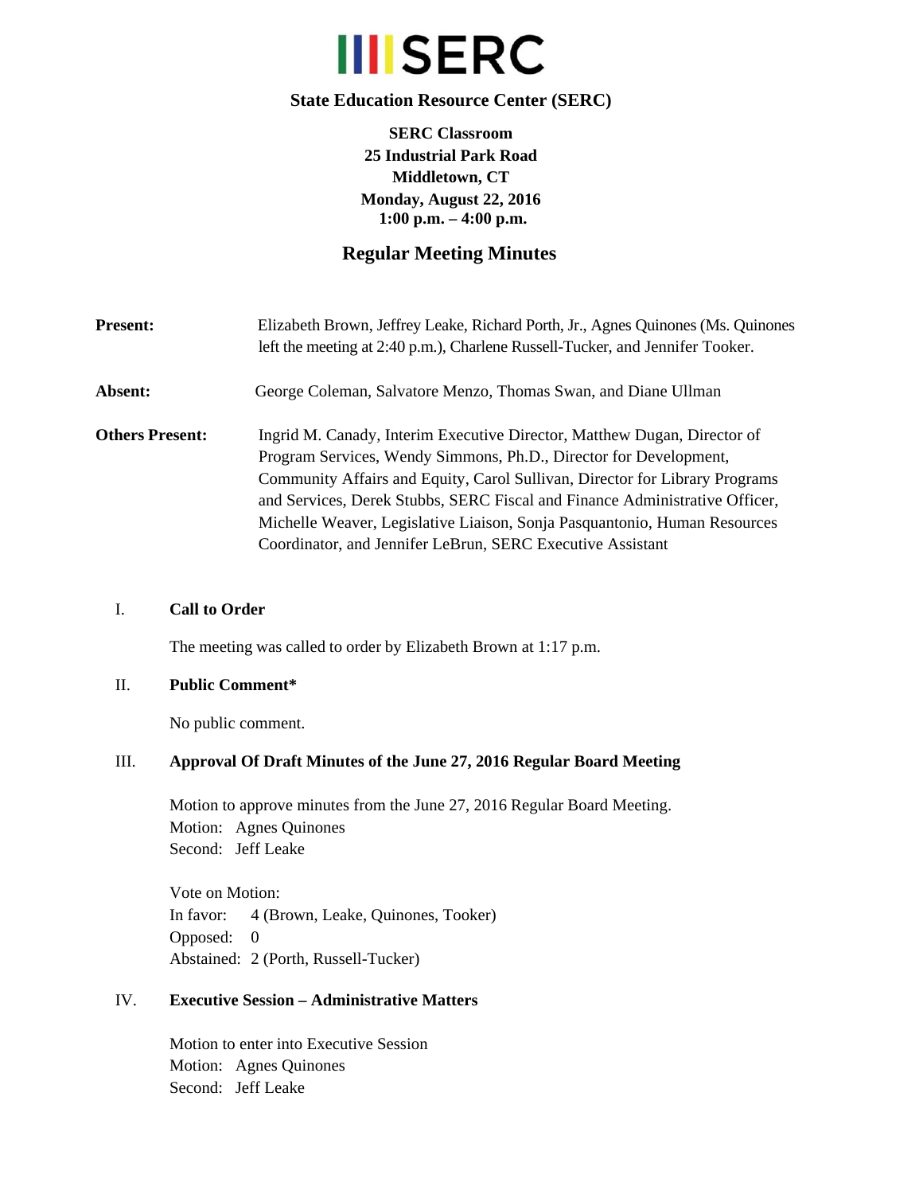# SERC

**State Education Resource Center (SERC)**

**SERC Classroom**
**25 Industrial Park Road**
**Middletown, CT**
**Monday, August 22, 2016**
**1:00 p.m. – 4:00 p.m.**

## Regular Meeting Minutes

**Present:** Elizabeth Brown, Jeffrey Leake, Richard Porth, Jr., Agnes Quinones (Ms. Quinones left the meeting at 2:40 p.m.), Charlene Russell-Tucker, and Jennifer Tooker.

**Absent:** George Coleman, Salvatore Menzo, Thomas Swan, and Diane Ullman

**Others Present:** Ingrid M. Canady, Interim Executive Director, Matthew Dugan, Director of Program Services, Wendy Simmons, Ph.D., Director for Development, Community Affairs and Equity, Carol Sullivan, Director for Library Programs and Services, Derek Stubbs, SERC Fiscal and Finance Administrative Officer, Michelle Weaver, Legislative Liaison, Sonja Pasquantonio, Human Resources Coordinator, and Jennifer LeBrun, SERC Executive Assistant

I. **Call to Order**

The meeting was called to order by Elizabeth Brown at 1:17 p.m.

II. **Public Comment***

No public comment.

III. **Approval Of Draft Minutes of the June 27, 2016 Regular Board Meeting**

Motion to approve minutes from the June 27, 2016 Regular Board Meeting.
Motion: Agnes Quinones
Second: Jeff Leake

Vote on Motion:
In favor: 4 (Brown, Leake, Quinones, Tooker)
Opposed: 0
Abstained: 2 (Porth, Russell-Tucker)

IV. **Executive Session – Administrative Matters**

Motion to enter into Executive Session
Motion: Agnes Quinones
Second: Jeff Leake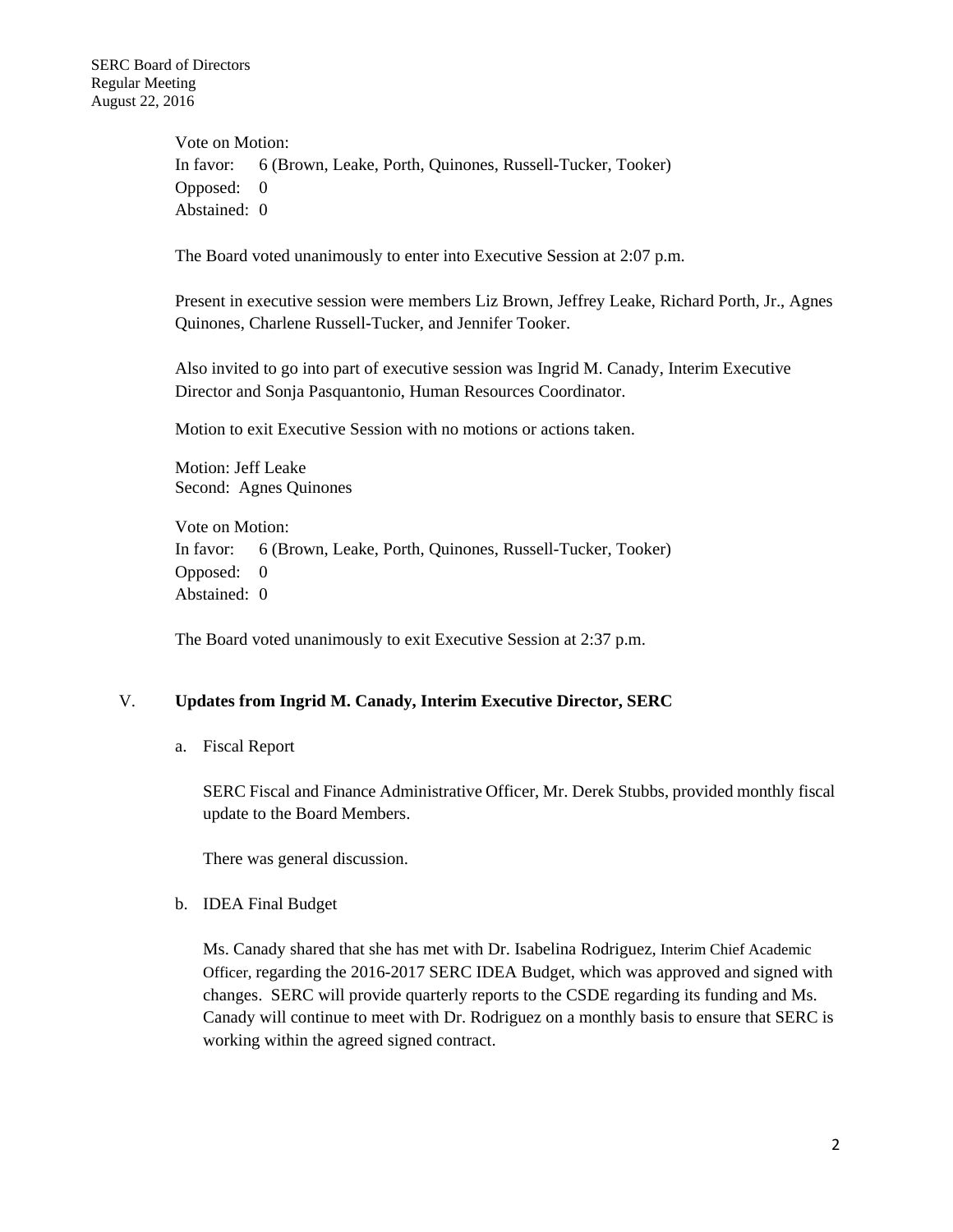Vote on Motion:
In favor: 6 (Brown, Leake, Porth, Quinones, Russell-Tucker, Tooker)
Opposed: 0
Abstained: 0

The Board voted unanimously to enter into Executive Session at 2:07 p.m.

Present in executive session were members Liz Brown, Jeffrey Leake, Richard Porth, Jr., Agnes Quinones, Charlene Russell-Tucker, and Jennifer Tooker.

Also invited to go into part of executive session was Ingrid M. Canady, Interim Executive Director and Sonja Pasquantonio, Human Resources Coordinator.

Motion to exit Executive Session with no motions or actions taken.

Motion: Jeff Leake
Second: Agnes Quinones

Vote on Motion:
In favor: 6 (Brown, Leake, Porth, Quinones, Russell-Tucker, Tooker)
Opposed: 0
Abstained: 0

The Board voted unanimously to exit Executive Session at 2:37 p.m.

## V. **Updates from Ingrid M. Canady, Interim Executive Director, SERC**

a. Fiscal Report

SERC Fiscal and Finance Administrative Officer, Mr. Derek Stubbs, provided monthly fiscal update to the Board Members.

There was general discussion.

b. IDEA Final Budget

Ms. Canady shared that she has met with Dr. Isabelina Rodriguez, Interim Chief Academic Officer, regarding the 2016-2017 SERC IDEA Budget, which was approved and signed with changes. SERC will provide quarterly reports to the CSDE regarding its funding and Ms. Canady will continue to meet with Dr. Rodriguez on a monthly basis to ensure that SERC is working within the agreed signed contract.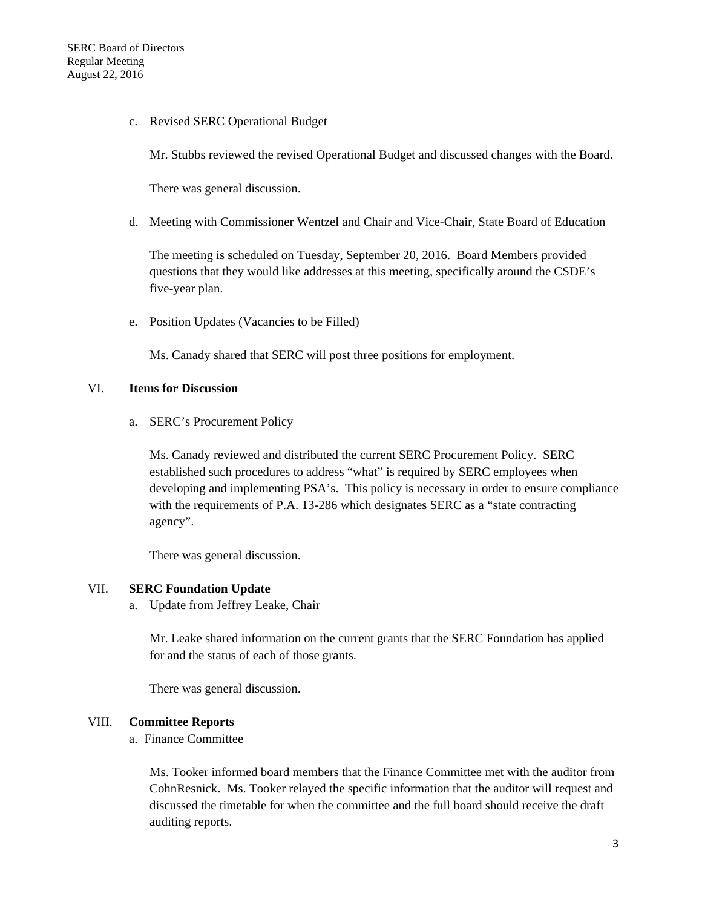c. Revised SERC Operational Budget

Mr. Stubbs reviewed the revised Operational Budget and discussed changes with the Board.

There was general discussion.

d. Meeting with Commissioner Wentzel and Chair and Vice-Chair, State Board of Education

The meeting is scheduled on Tuesday, September 20, 2016. Board Members provided questions that they would like addresses at this meeting, specifically around the CSDE's five-year plan.

e. Position Updates (Vacancies to be Filled)

Ms. Canady shared that SERC will post three positions for employment.

## VI. **Items for Discussion**

a. SERC's Procurement Policy

Ms. Canady reviewed and distributed the current SERC Procurement Policy. SERC established such procedures to address "what" is required by SERC employees when developing and implementing PSA's. This policy is necessary in order to ensure compliance with the requirements of P.A. 13-286 which designates SERC as a "state contracting agency".

There was general discussion.

## VII. **SERC Foundation Update**

a. Update from Jeffrey Leake, Chair

Mr. Leake shared information on the current grants that the SERC Foundation has applied for and the status of each of those grants.

There was general discussion.

## VIII. **Committee Reports**

a. Finance Committee

Ms. Tooker informed board members that the Finance Committee met with the auditor from CohnResnick. Ms. Tooker relayed the specific information that the auditor will request and discussed the timetable for when the committee and the full board should receive the draft auditing reports.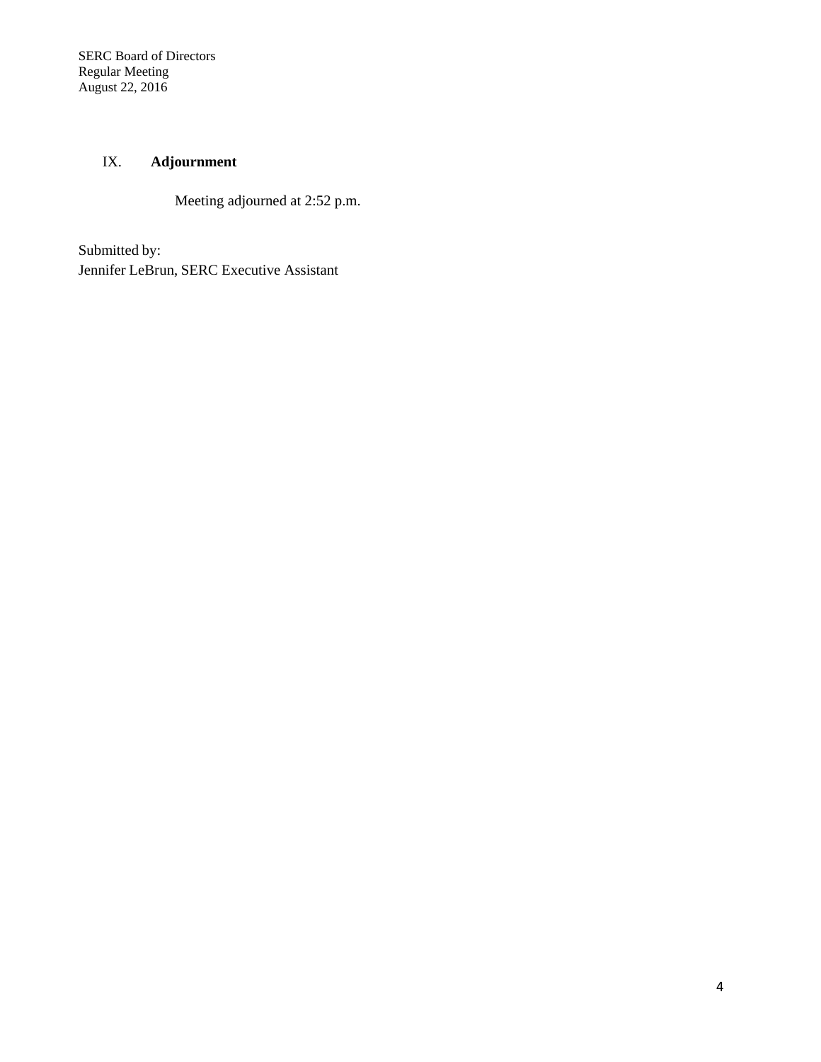## IX. Adjournment

Meeting adjourned at 2:52 p.m.

Submitted by:
Jennifer LeBrun, SERC Executive Assistant